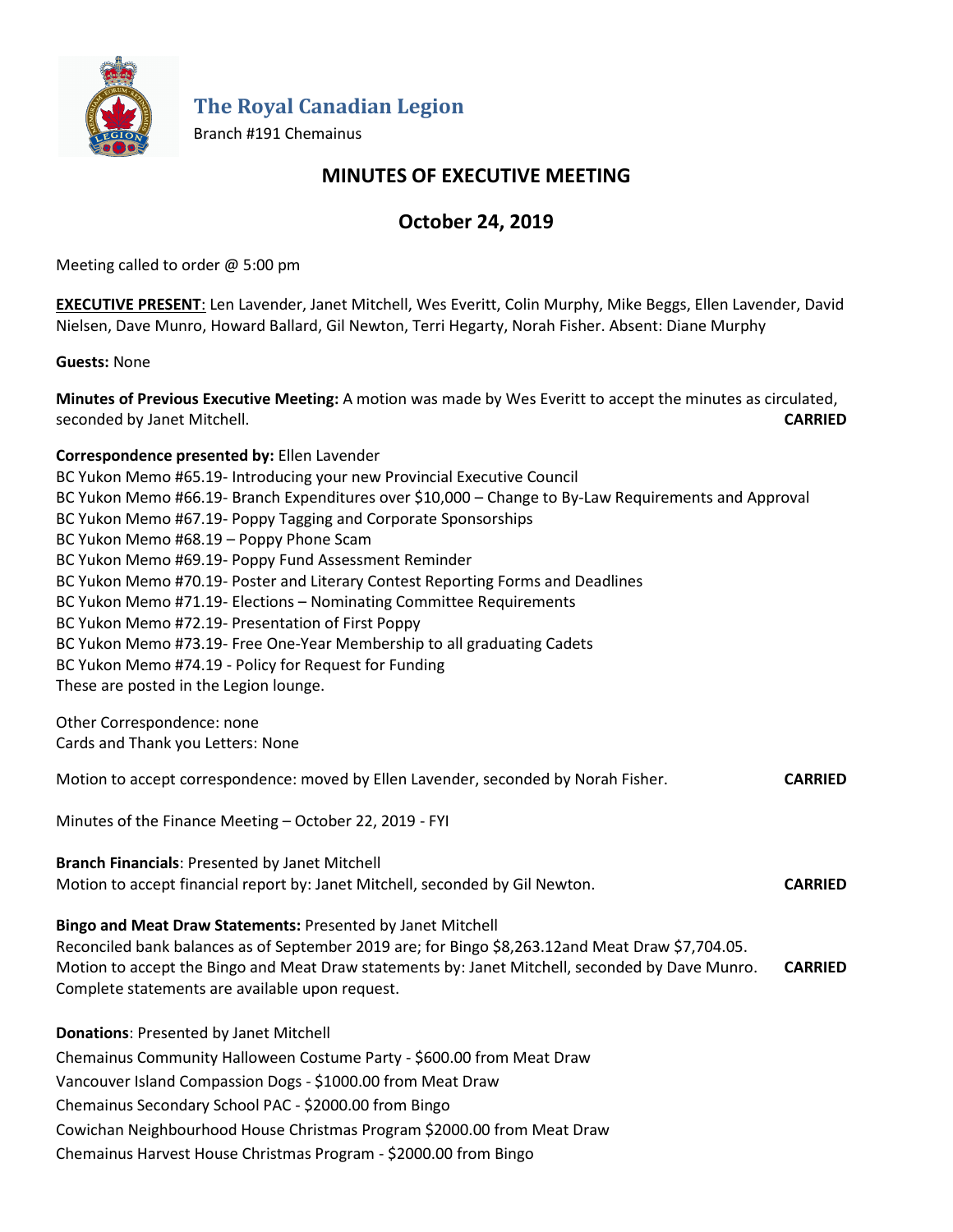# The Royal Canadian Legion

Branch #191 Chemainus

## MINUTES OF EXECUTIVE MEETING

## October 24, 2019

Meeting called to order @ 5:00 pm

**EXECUTIVE PRESENT**: Len Lavender, Janet Mitchell, Wes Everitt, Colin Murphy, Mike Beggs, Ellen Lavender, David Nielsen, Dave Munro, Howard Ballard, Gil Newton, Terri Hegarty, Norah Fisher. Absent: Diane Murphy

**Guests:** None

**Minutes of Previous Executive Meeting:** A motion was made by Wes Everitt to accept the minutes as circulated, seconded by Janet Mitchell. **CARRIED**

**Correspondence presented by:** Ellen Lavender

BC Yukon Memo #65.19- Introducing your new Provincial Executive Council
BC Yukon Memo #66.19- Branch Expenditures over $10,000 – Change to By-Law Requirements and Approval
BC Yukon Memo #67.19- Poppy Tagging and Corporate Sponsorships
BC Yukon Memo #68.19 – Poppy Phone Scam
BC Yukon Memo #69.19- Poppy Fund Assessment Reminder
BC Yukon Memo #70.19- Poster and Literary Contest Reporting Forms and Deadlines
BC Yukon Memo #71.19- Elections – Nominating Committee Requirements
BC Yukon Memo #72.19- Presentation of First Poppy
BC Yukon Memo #73.19- Free One-Year Membership to all graduating Cadets
BC Yukon Memo #74.19 - Policy for Request for Funding
These are posted in the Legion lounge.

Other Correspondence: none
Cards and Thank you Letters: None

Motion to accept correspondence: moved by Ellen Lavender, seconded by Norah Fisher. **CARRIED**

Minutes of the Finance Meeting – October 22, 2019 - FYI

**Branch Financials**: Presented by Janet Mitchell
Motion to accept financial report by: Janet Mitchell, seconded by Gil Newton. **CARRIED**

**Bingo and Meat Draw Statements:** Presented by Janet Mitchell
Reconciled bank balances as of September 2019 are; for Bingo $8,263.12and Meat Draw $7,704.05.
Motion to accept the Bingo and Meat Draw statements by: Janet Mitchell, seconded by Dave Munro. **CARRIED**
Complete statements are available upon request.

**Donations**: Presented by Janet Mitchell
Chemainus Community Halloween Costume Party - $600.00 from Meat Draw
Vancouver Island Compassion Dogs - $1000.00 from Meat Draw
Chemainus Secondary School PAC - $2000.00 from Bingo
Cowichan Neighbourhood House Christmas Program $2000.00 from Meat Draw
Chemainus Harvest House Christmas Program - $2000.00 from Bingo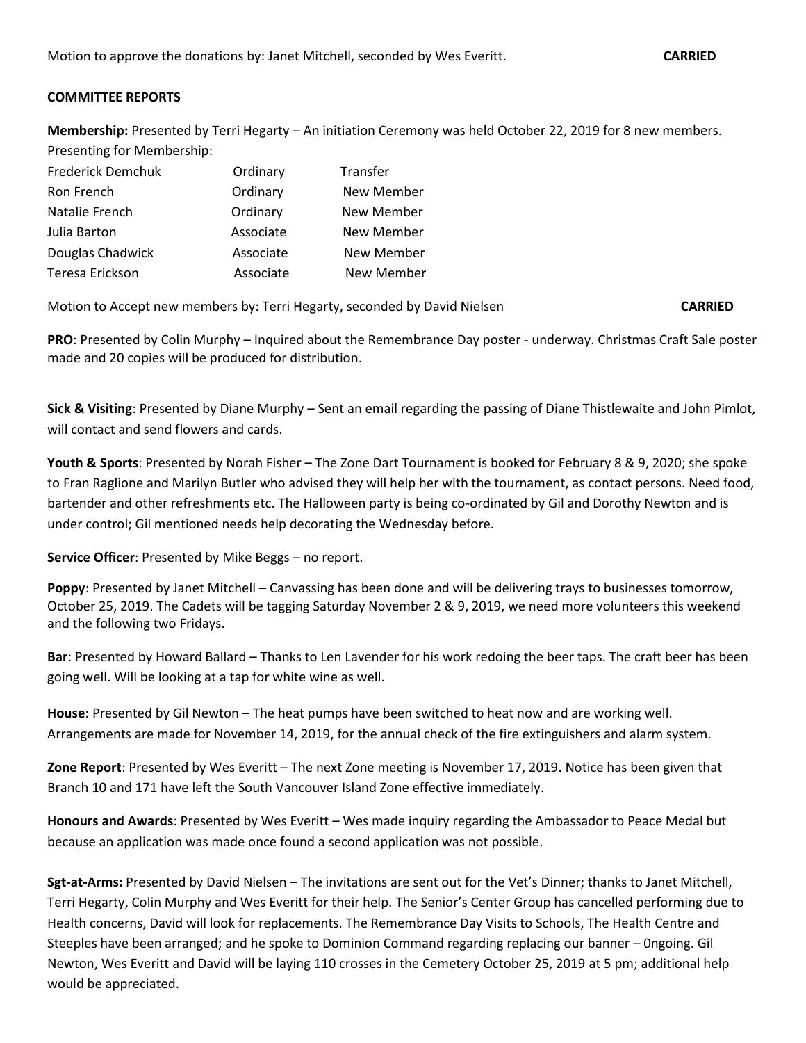Motion to approve the donations by: Janet Mitchell, seconded by Wes Everitt. **CARRIED**

**COMMITTEE REPORTS**

**Membership:** Presented by Terri Hegarty – An initiation Ceremony was held October 22, 2019 for 8 new members.
Presenting for Membership:

| | | |
|---|---|---|
| Frederick Demchuk | Ordinary | Transfer |
| Ron French | Ordinary | New Member |
| Natalie French | Ordinary | New Member |
| Julia Barton | Associate | New Member |
| Douglas Chadwick | Associate | New Member |
| Teresa Erickson | Associate | New Member |

Motion to Accept new members by: Terri Hegarty, seconded by David Nielsen **CARRIED**

**PRO**: Presented by Colin Murphy – Inquired about the Remembrance Day poster - underway. Christmas Craft Sale poster made and 20 copies will be produced for distribution.

**Sick & Visiting**: Presented by Diane Murphy – Sent an email regarding the passing of Diane Thistlewaite and John Pimlot, will contact and send flowers and cards.

**Youth & Sports**: Presented by Norah Fisher – The Zone Dart Tournament is booked for February 8 & 9, 2020; she spoke to Fran Raglione and Marilyn Butler who advised they will help her with the tournament, as contact persons. Need food, bartender and other refreshments etc. The Halloween party is being co-ordinated by Gil and Dorothy Newton and is under control; Gil mentioned needs help decorating the Wednesday before.

**Service Officer**: Presented by Mike Beggs – no report.

**Poppy**: Presented by Janet Mitchell – Canvassing has been done and will be delivering trays to businesses tomorrow, October 25, 2019. The Cadets will be tagging Saturday November 2 & 9, 2019, we need more volunteers this weekend and the following two Fridays.

**Bar**: Presented by Howard Ballard – Thanks to Len Lavender for his work redoing the beer taps. The craft beer has been going well. Will be looking at a tap for white wine as well.

**House**: Presented by Gil Newton – The heat pumps have been switched to heat now and are working well. Arrangements are made for November 14, 2019, for the annual check of the fire extinguishers and alarm system.

**Zone Report**: Presented by Wes Everitt – The next Zone meeting is November 17, 2019. Notice has been given that Branch 10 and 171 have left the South Vancouver Island Zone effective immediately.

**Honours and Awards**: Presented by Wes Everitt – Wes made inquiry regarding the Ambassador to Peace Medal but because an application was made once found a second application was not possible.

**Sgt-at-Arms:** Presented by David Nielsen – The invitations are sent out for the Vet's Dinner; thanks to Janet Mitchell, Terri Hegarty, Colin Murphy and Wes Everitt for their help. The Senior's Center Group has cancelled performing due to Health concerns, David will look for replacements. The Remembrance Day Visits to Schools, The Health Centre and Steeples have been arranged; and he spoke to Dominion Command regarding replacing our banner – 0ngoing. Gil Newton, Wes Everitt and David will be laying 110 crosses in the Cemetery October 25, 2019 at 5 pm; additional help would be appreciated.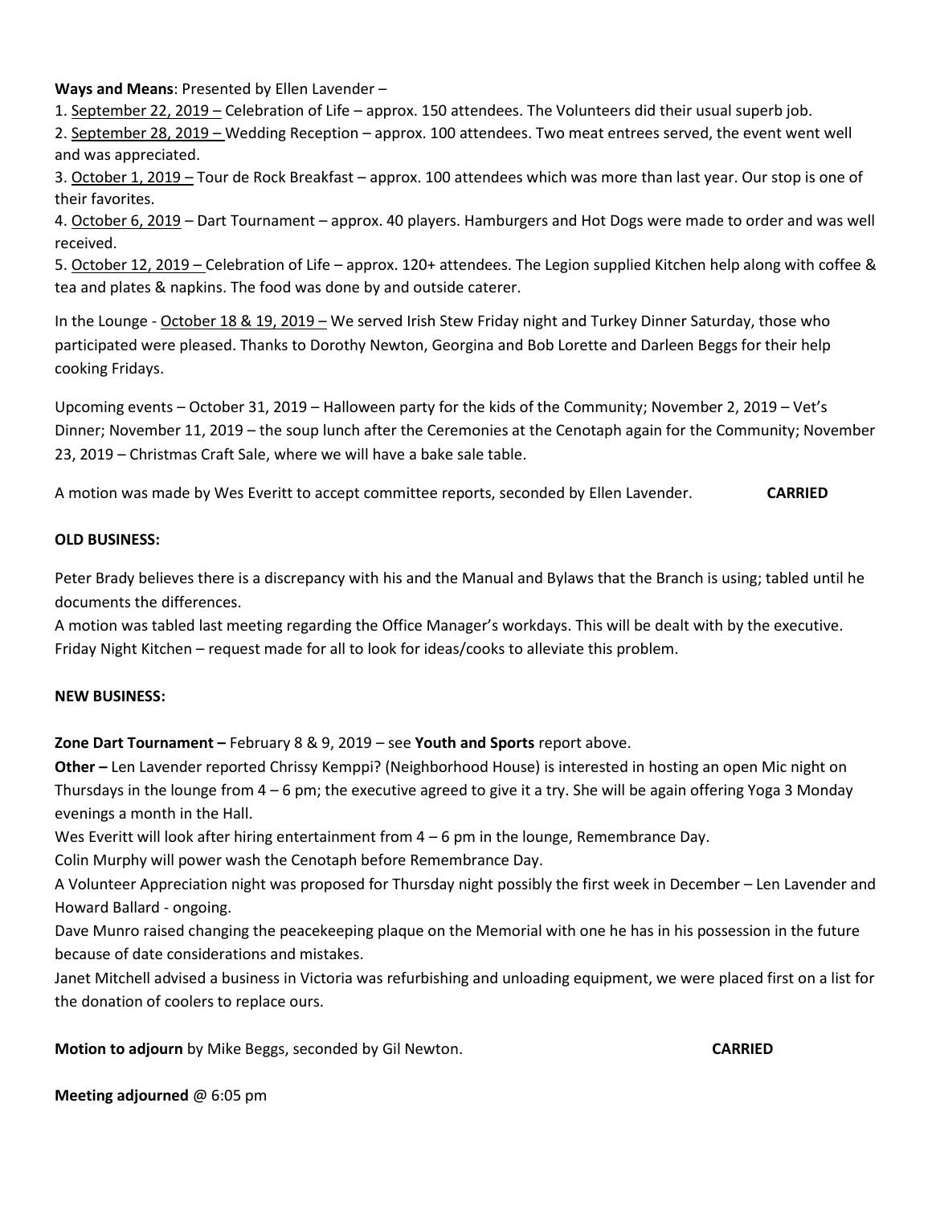**Ways and Means**: Presented by Ellen Lavender –

1. September 22, 2019 – Celebration of Life – approx. 150 attendees. The Volunteers did their usual superb job.
2. September 28, 2019 – Wedding Reception – approx. 100 attendees. Two meat entrees served, the event went well and was appreciated.
3. October 1, 2019 – Tour de Rock Breakfast – approx. 100 attendees which was more than last year. Our stop is one of their favorites.
4. October 6, 2019 – Dart Tournament – approx. 40 players. Hamburgers and Hot Dogs were made to order and was well received.
5. October 12, 2019 – Celebration of Life – approx. 120+ attendees. The Legion supplied Kitchen help along with coffee & tea and plates & napkins. The food was done by and outside caterer.

In the Lounge - October 18 & 19, 2019 – We served Irish Stew Friday night and Turkey Dinner Saturday, those who participated were pleased. Thanks to Dorothy Newton, Georgina and Bob Lorette and Darleen Beggs for their help cooking Fridays.

Upcoming events – October 31, 2019 – Halloween party for the kids of the Community; November 2, 2019 – Vet's Dinner; November 11, 2019 – the soup lunch after the Ceremonies at the Cenotaph again for the Community; November 23, 2019 – Christmas Craft Sale, where we will have a bake sale table.

A motion was made by Wes Everitt to accept committee reports, seconded by Ellen Lavender. **CARRIED**

**OLD BUSINESS:**

Peter Brady believes there is a discrepancy with his and the Manual and Bylaws that the Branch is using; tabled until he documents the differences.
A motion was tabled last meeting regarding the Office Manager's workdays. This will be dealt with by the executive.
Friday Night Kitchen – request made for all to look for ideas/cooks to alleviate this problem.

**NEW BUSINESS:**

**Zone Dart Tournament –** February 8 & 9, 2019 – see **Youth and Sports** report above.
**Other –** Len Lavender reported Chrissy Kemppi? (Neighborhood House) is interested in hosting an open Mic night on Thursdays in the lounge from 4 – 6 pm; the executive agreed to give it a try. She will be again offering Yoga 3 Monday evenings a month in the Hall.
Wes Everitt will look after hiring entertainment from 4 – 6 pm in the lounge, Remembrance Day.
Colin Murphy will power wash the Cenotaph before Remembrance Day.
A Volunteer Appreciation night was proposed for Thursday night possibly the first week in December – Len Lavender and Howard Ballard - ongoing.
Dave Munro raised changing the peacekeeping plaque on the Memorial with one he has in his possession in the future because of date considerations and mistakes.
Janet Mitchell advised a business in Victoria was refurbishing and unloading equipment, we were placed first on a list for the donation of coolers to replace ours.

**Motion to adjourn** by Mike Beggs, seconded by Gil Newton. **CARRIED**

**Meeting adjourned** @ 6:05 pm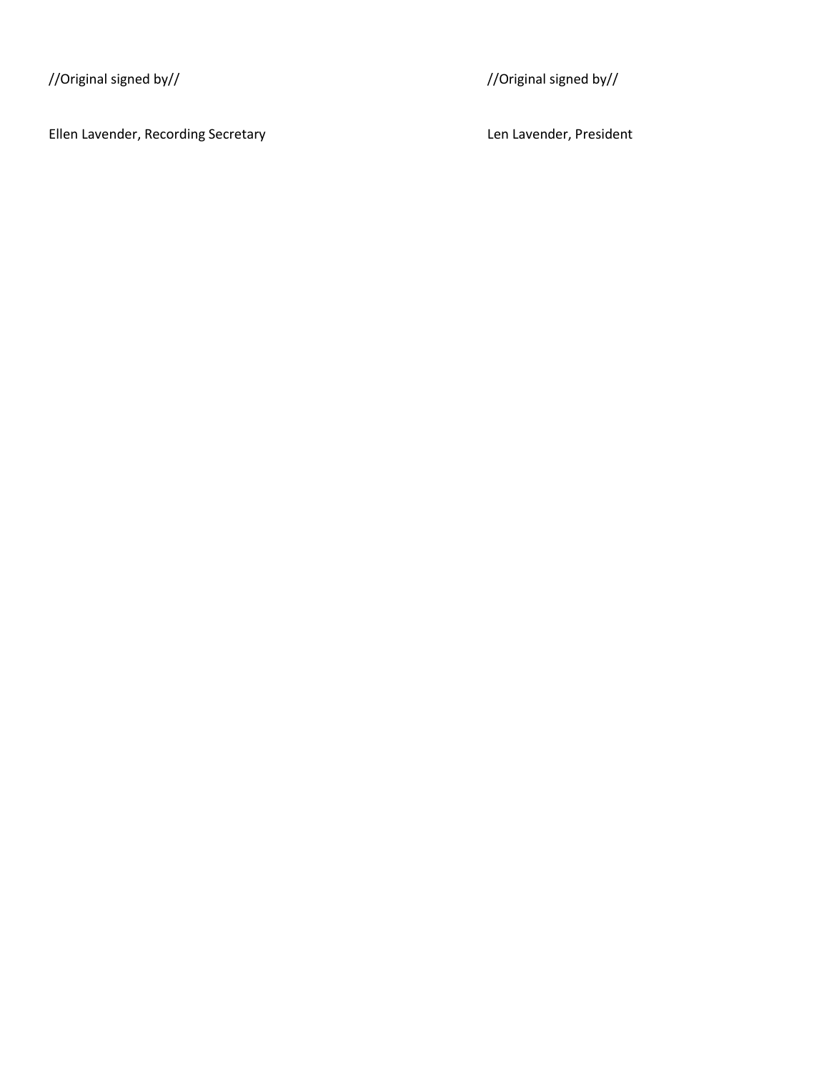//Original signed by//

Ellen Lavender, Recording Secretary

//Original signed by//

Len Lavender, President